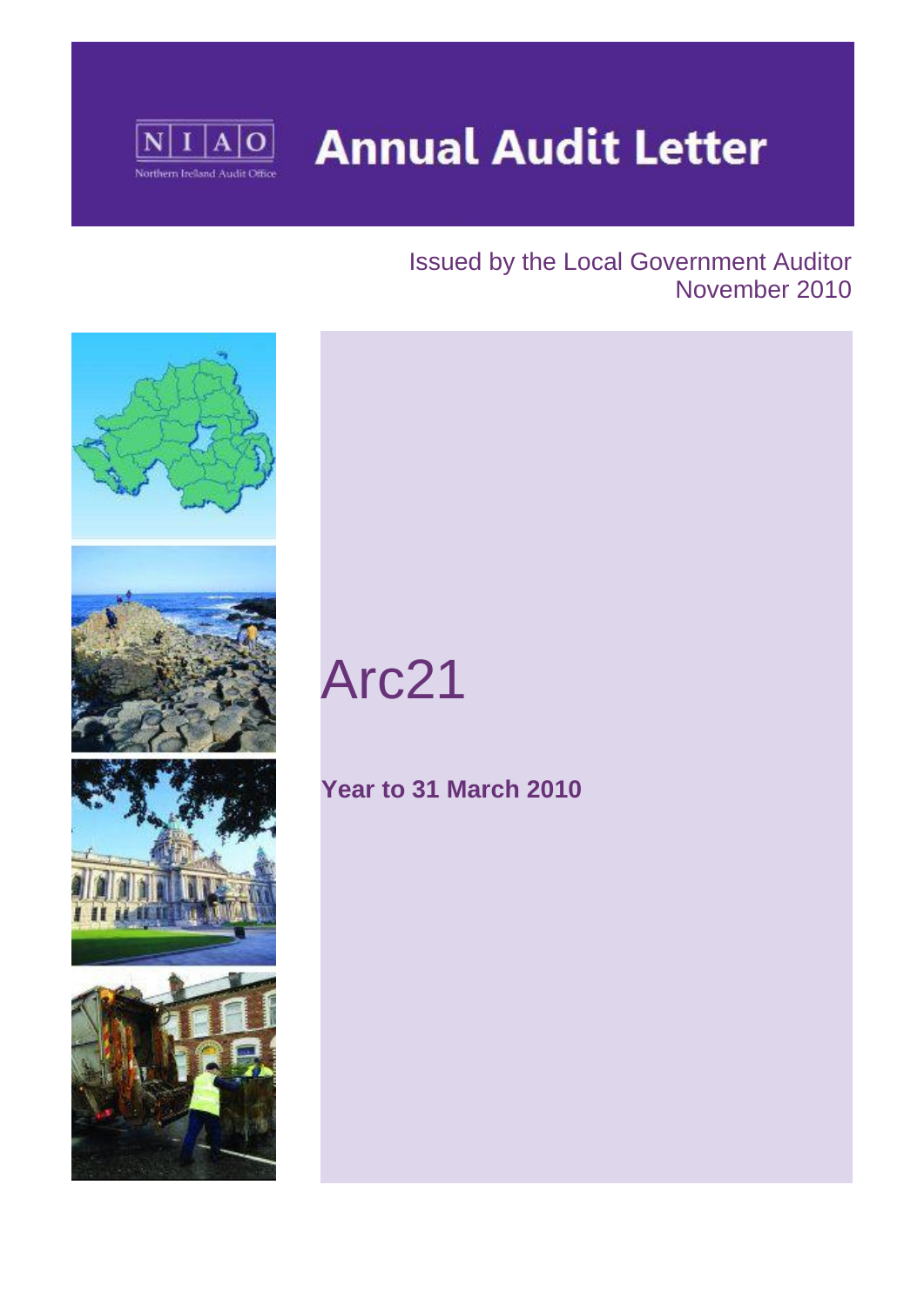N I A O
Northern Ireland Audit Office

# Annual Audit Letter

Issued by the Local Government Auditor
November 2010

# Arc21

**Year to 31 March 2010**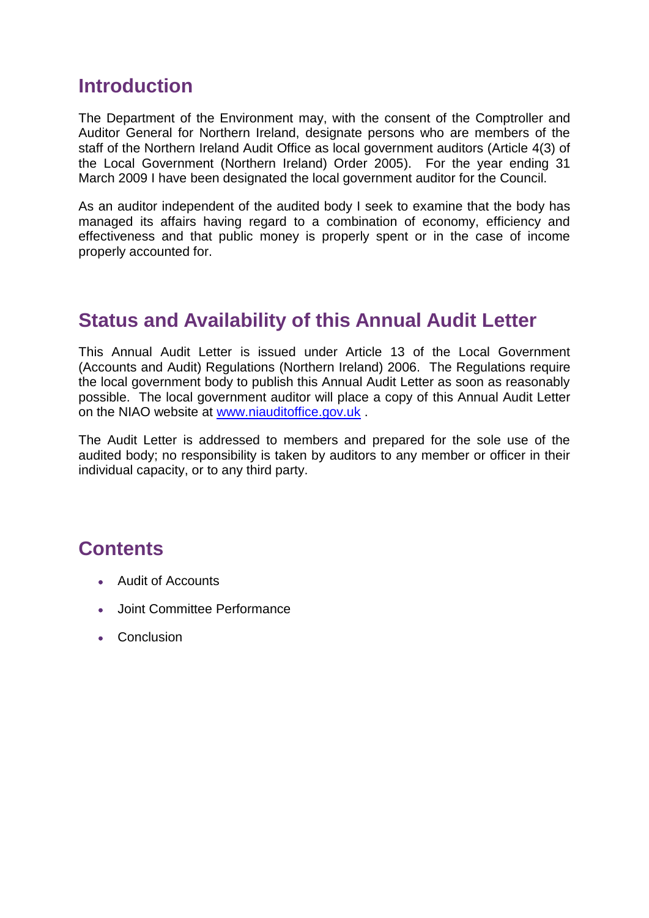## Introduction

The Department of the Environment may, with the consent of the Comptroller and Auditor General for Northern Ireland, designate persons who are members of the staff of the Northern Ireland Audit Office as local government auditors (Article 4(3) of the Local Government (Northern Ireland) Order 2005). For the year ending 31 March 2009 I have been designated the local government auditor for the Council.

As an auditor independent of the audited body I seek to examine that the body has managed its affairs having regard to a combination of economy, efficiency and effectiveness and that public money is properly spent or in the case of income properly accounted for.

## Status and Availability of this Annual Audit Letter

This Annual Audit Letter is issued under Article 13 of the Local Government (Accounts and Audit) Regulations (Northern Ireland) 2006. The Regulations require the local government body to publish this Annual Audit Letter as soon as reasonably possible. The local government auditor will place a copy of this Annual Audit Letter on the NIAO website at [www.niauditoffice.gov.uk](http://www.niauditoffice.gov.uk) .

The Audit Letter is addressed to members and prepared for the sole use of the audited body; no responsibility is taken by auditors to any member or officer in their individual capacity, or to any third party.

## Contents

- Audit of Accounts
- Joint Committee Performance
- Conclusion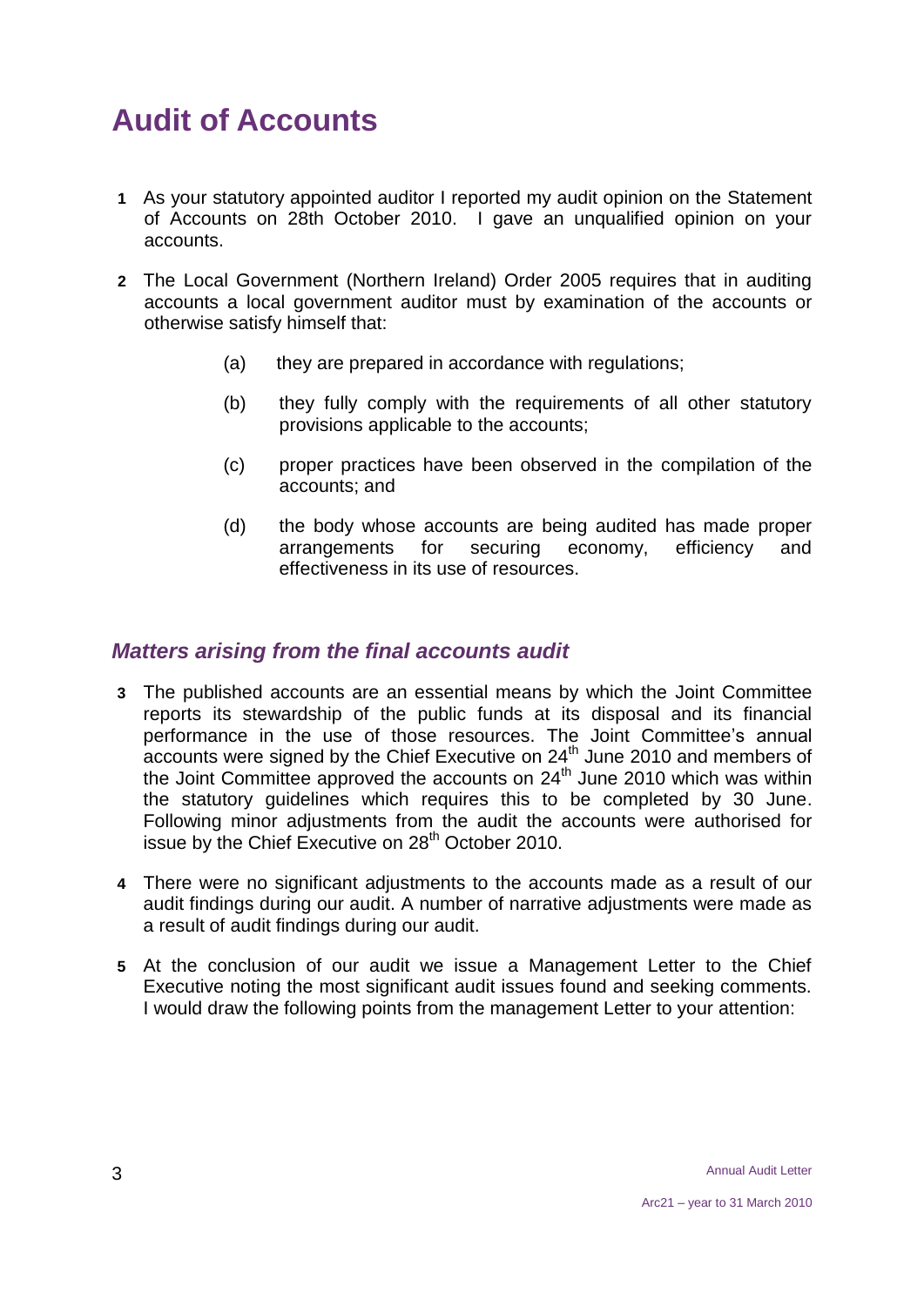# Audit of Accounts

**1** As your statutory appointed auditor I reported my audit opinion on the Statement of Accounts on 28th October 2010. I gave an unqualified opinion on your accounts.

**2** The Local Government (Northern Ireland) Order 2005 requires that in auditing accounts a local government auditor must by examination of the accounts or otherwise satisfy himself that:

(a) they are prepared in accordance with regulations;

(b) they fully comply with the requirements of all other statutory provisions applicable to the accounts;

(c) proper practices have been observed in the compilation of the accounts; and

(d) the body whose accounts are being audited has made proper arrangements for securing economy, efficiency and effectiveness in its use of resources.

## *Matters arising from the final accounts audit*

**3** The published accounts are an essential means by which the Joint Committee reports its stewardship of the public funds at its disposal and its financial performance in the use of those resources. The Joint Committee's annual accounts were signed by the Chief Executive on 24th June 2010 and members of the Joint Committee approved the accounts on 24th June 2010 which was within the statutory guidelines which requires this to be completed by 30 June. Following minor adjustments from the audit the accounts were authorised for issue by the Chief Executive on 28th October 2010.

**4** There were no significant adjustments to the accounts made as a result of our audit findings during our audit. A number of narrative adjustments were made as a result of audit findings during our audit.

**5** At the conclusion of our audit we issue a Management Letter to the Chief Executive noting the most significant audit issues found and seeking comments. I would draw the following points from the management Letter to your attention: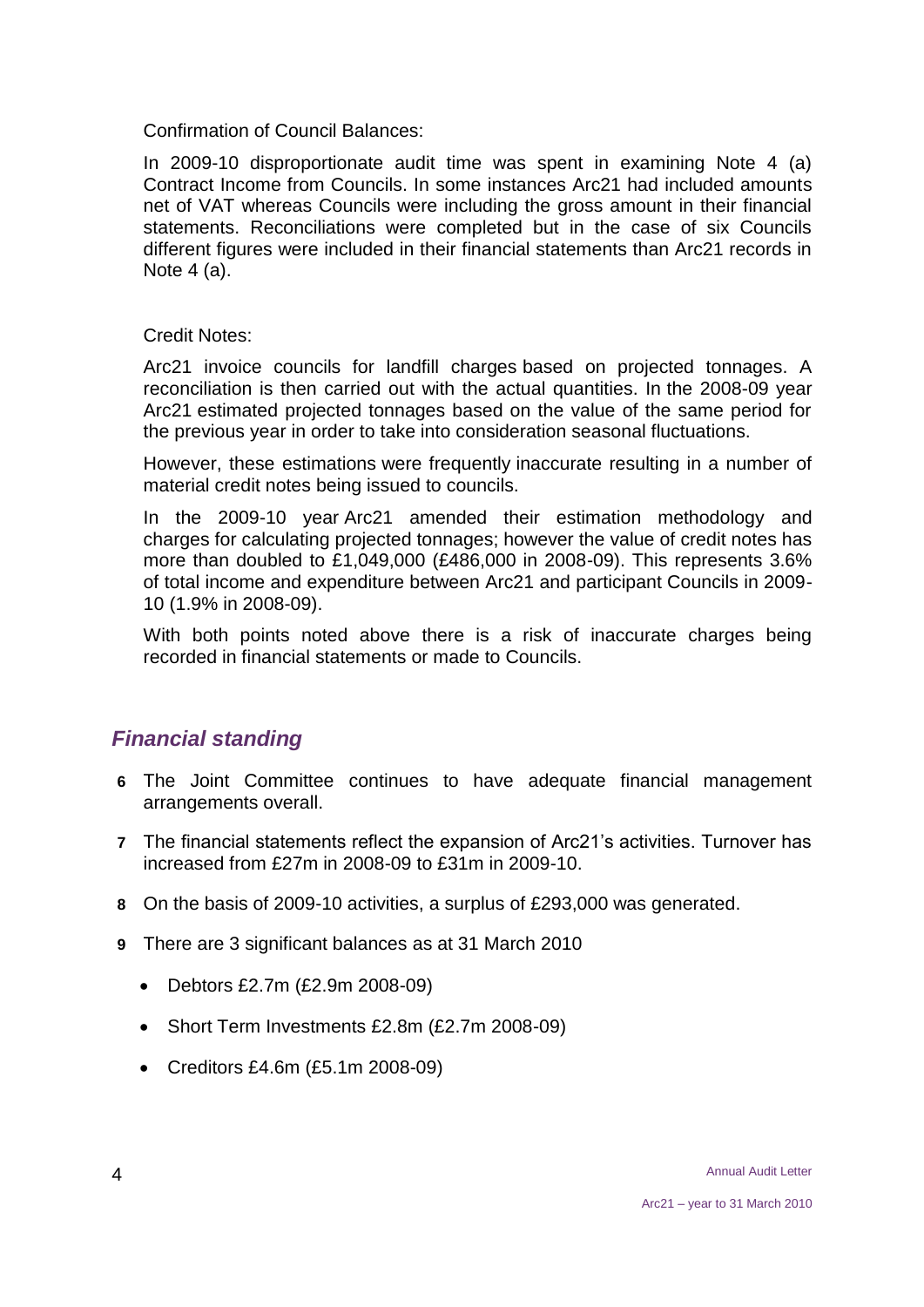Confirmation of Council Balances:

In 2009-10 disproportionate audit time was spent in examining Note 4 (a) Contract Income from Councils. In some instances Arc21 had included amounts net of VAT whereas Councils were including the gross amount in their financial statements. Reconciliations were completed but in the case of six Councils different figures were included in their financial statements than Arc21 records in Note 4 (a).

Credit Notes:

Arc21 invoice councils for landfill charges based on projected tonnages. A reconciliation is then carried out with the actual quantities. In the 2008-09 year Arc21 estimated projected tonnages based on the value of the same period for the previous year in order to take into consideration seasonal fluctuations.

However, these estimations were frequently inaccurate resulting in a number of material credit notes being issued to councils.

In the 2009-10 year Arc21 amended their estimation methodology and charges for calculating projected tonnages; however the value of credit notes has more than doubled to £1,049,000 (£486,000 in 2008-09). This represents 3.6% of total income and expenditure between Arc21 and participant Councils in 2009-10 (1.9% in 2008-09).

With both points noted above there is a risk of inaccurate charges being recorded in financial statements or made to Councils.

## *Financial standing*

**6** The Joint Committee continues to have adequate financial management arrangements overall.

**7** The financial statements reflect the expansion of Arc21's activities. Turnover has increased from £27m in 2008-09 to £31m in 2009-10.

**8** On the basis of 2009-10 activities, a surplus of £293,000 was generated.

**9** There are 3 significant balances as at 31 March 2010

- Debtors £2.7m (£2.9m 2008-09)
- Short Term Investments £2.8m (£2.7m 2008-09)
- Creditors £4.6m (£5.1m 2008-09)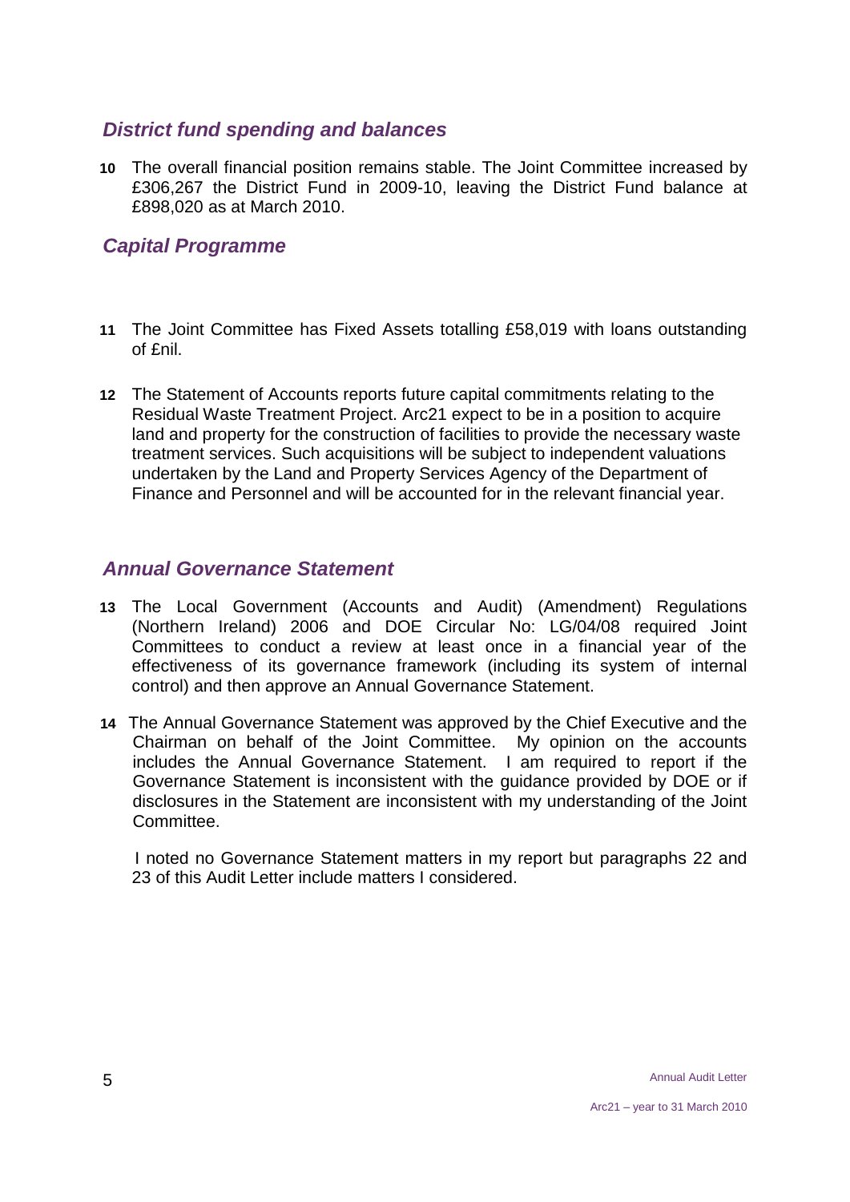### *District fund spending and balances*

**10** The overall financial position remains stable. The Joint Committee increased by £306,267 the District Fund in 2009-10, leaving the District Fund balance at £898,020 as at March 2010.

### *Capital Programme*

**11** The Joint Committee has Fixed Assets totalling £58,019 with loans outstanding of £nil.

**12** The Statement of Accounts reports future capital commitments relating to the Residual Waste Treatment Project. Arc21 expect to be in a position to acquire land and property for the construction of facilities to provide the necessary waste treatment services. Such acquisitions will be subject to independent valuations undertaken by the Land and Property Services Agency of the Department of Finance and Personnel and will be accounted for in the relevant financial year.

### *Annual Governance Statement*

**13** The Local Government (Accounts and Audit) (Amendment) Regulations (Northern Ireland) 2006 and DOE Circular No: LG/04/08 required Joint Committees to conduct a review at least once in a financial year of the effectiveness of its governance framework (including its system of internal control) and then approve an Annual Governance Statement.

**14** The Annual Governance Statement was approved by the Chief Executive and the Chairman on behalf of the Joint Committee. My opinion on the accounts includes the Annual Governance Statement. I am required to report if the Governance Statement is inconsistent with the guidance provided by DOE or if disclosures in the Statement are inconsistent with my understanding of the Joint Committee.

I noted no Governance Statement matters in my report but paragraphs 22 and 23 of this Audit Letter include matters I considered.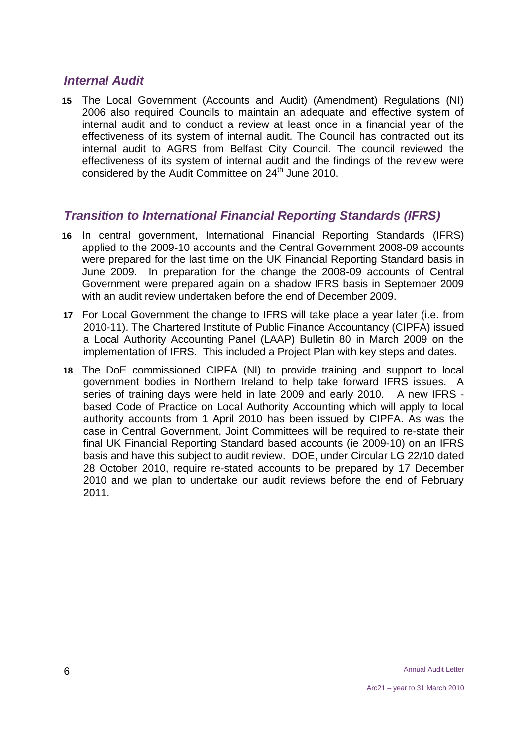## *Internal Audit*

**15** The Local Government (Accounts and Audit) (Amendment) Regulations (NI) 2006 also required Councils to maintain an adequate and effective system of internal audit and to conduct a review at least once in a financial year of the effectiveness of its system of internal audit. The Council has contracted out its internal audit to AGRS from Belfast City Council. The council reviewed the effectiveness of its system of internal audit and the findings of the review were considered by the Audit Committee on 24th June 2010.

## *Transition to International Financial Reporting Standards (IFRS)*

**16** In central government, International Financial Reporting Standards (IFRS) applied to the 2009-10 accounts and the Central Government 2008-09 accounts were prepared for the last time on the UK Financial Reporting Standard basis in June 2009. In preparation for the change the 2008-09 accounts of Central Government were prepared again on a shadow IFRS basis in September 2009 with an audit review undertaken before the end of December 2009.

**17** For Local Government the change to IFRS will take place a year later (i.e. from 2010-11). The Chartered Institute of Public Finance Accountancy (CIPFA) issued a Local Authority Accounting Panel (LAAP) Bulletin 80 in March 2009 on the implementation of IFRS. This included a Project Plan with key steps and dates.

**18** The DoE commissioned CIPFA (NI) to provide training and support to local government bodies in Northern Ireland to help take forward IFRS issues. A series of training days were held in late 2009 and early 2010. A new IFRS - based Code of Practice on Local Authority Accounting which will apply to local authority accounts from 1 April 2010 has been issued by CIPFA. As was the case in Central Government, Joint Committees will be required to re-state their final UK Financial Reporting Standard based accounts (ie 2009-10) on an IFRS basis and have this subject to audit review. DOE, under Circular LG 22/10 dated 28 October 2010, require re-stated accounts to be prepared by 17 December 2010 and we plan to undertake our audit reviews before the end of February 2011.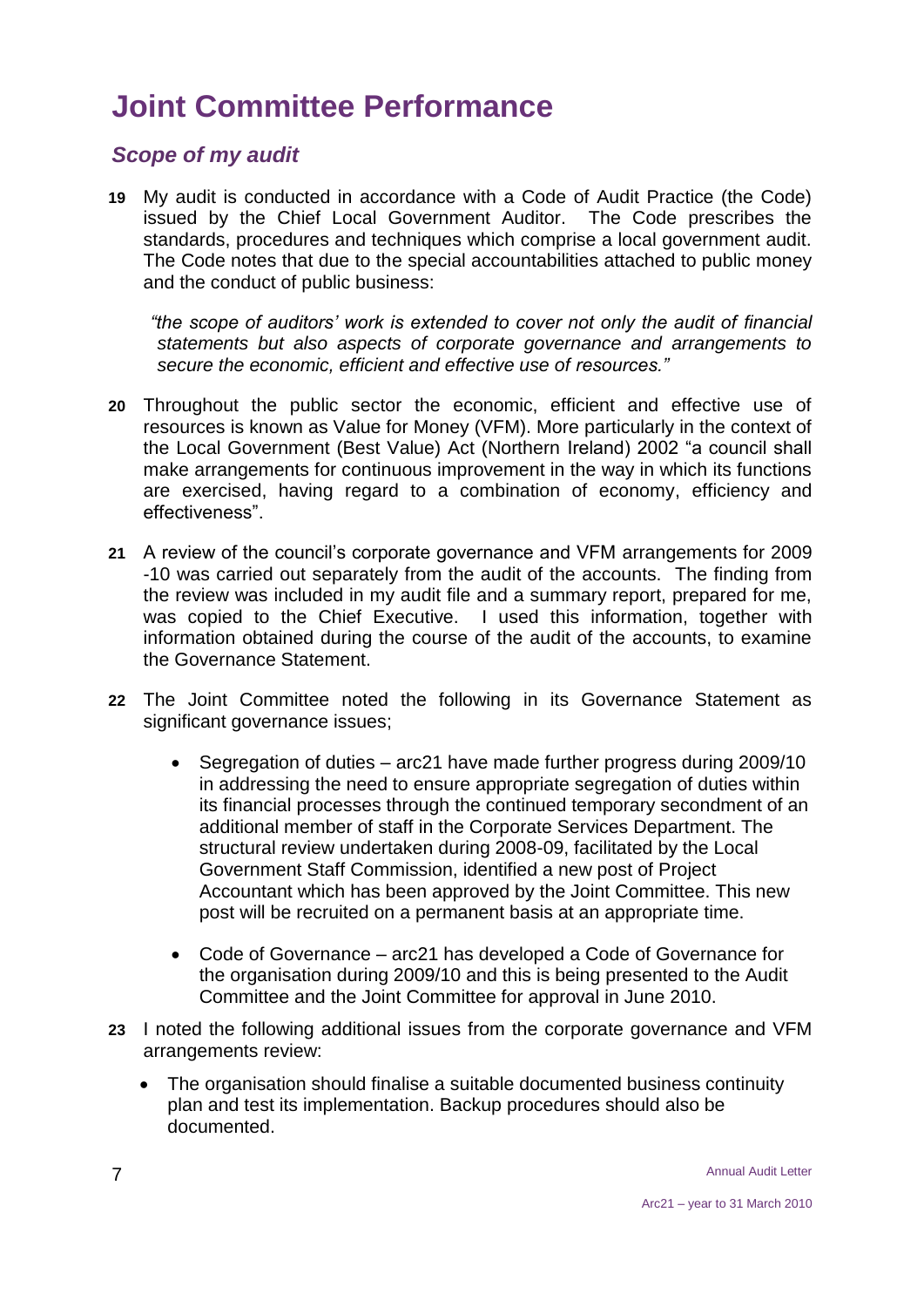# Joint Committee Performance

## *Scope of my audit*

**19** My audit is conducted in accordance with a Code of Audit Practice (the Code) issued by the Chief Local Government Auditor. The Code prescribes the standards, procedures and techniques which comprise a local government audit. The Code notes that due to the special accountabilities attached to public money and the conduct of public business:

> *"the scope of auditors' work is extended to cover not only the audit of financial statements but also aspects of corporate governance and arrangements to secure the economic, efficient and effective use of resources."*

**20** Throughout the public sector the economic, efficient and effective use of resources is known as Value for Money (VFM). More particularly in the context of the Local Government (Best Value) Act (Northern Ireland) 2002 "a council shall make arrangements for continuous improvement in the way in which its functions are exercised, having regard to a combination of economy, efficiency and effectiveness".

**21** A review of the council's corporate governance and VFM arrangements for 2009 -10 was carried out separately from the audit of the accounts. The finding from the review was included in my audit file and a summary report, prepared for me, was copied to the Chief Executive. I used this information, together with information obtained during the course of the audit of the accounts, to examine the Governance Statement.

**22** The Joint Committee noted the following in its Governance Statement as significant governance issues;

- Segregation of duties – arc21 have made further progress during 2009/10 in addressing the need to ensure appropriate segregation of duties within its financial processes through the continued temporary secondment of an additional member of staff in the Corporate Services Department. The structural review undertaken during 2008-09, facilitated by the Local Government Staff Commission, identified a new post of Project Accountant which has been approved by the Joint Committee. This new post will be recruited on a permanent basis at an appropriate time.
- Code of Governance – arc21 has developed a Code of Governance for the organisation during 2009/10 and this is being presented to the Audit Committee and the Joint Committee for approval in June 2010.

**23** I noted the following additional issues from the corporate governance and VFM arrangements review:

- The organisation should finalise a suitable documented business continuity plan and test its implementation. Backup procedures should also be documented.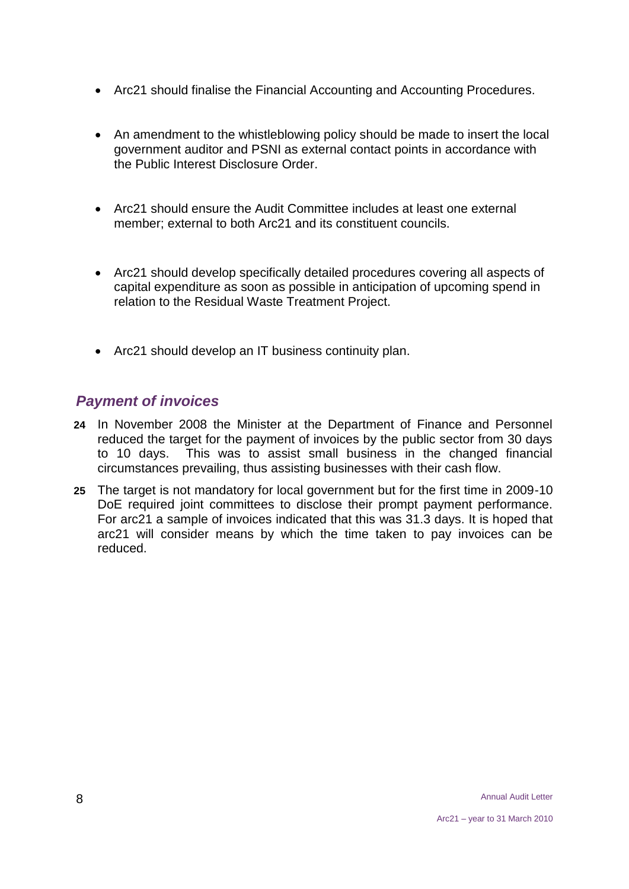- Arc21 should finalise the Financial Accounting and Accounting Procedures.

- An amendment to the whistleblowing policy should be made to insert the local government auditor and PSNI as external contact points in accordance with the Public Interest Disclosure Order.

- Arc21 should ensure the Audit Committee includes at least one external member; external to both Arc21 and its constituent councils.

- Arc21 should develop specifically detailed procedures covering all aspects of capital expenditure as soon as possible in anticipation of upcoming spend in relation to the Residual Waste Treatment Project.

- Arc21 should develop an IT business continuity plan.

## *Payment of invoices*

**24** In November 2008 the Minister at the Department of Finance and Personnel reduced the target for the payment of invoices by the public sector from 30 days to 10 days. This was to assist small business in the changed financial circumstances prevailing, thus assisting businesses with their cash flow.

**25** The target is not mandatory for local government but for the first time in 2009-10 DoE required joint committees to disclose their prompt payment performance. For arc21 a sample of invoices indicated that this was 31.3 days. It is hoped that arc21 will consider means by which the time taken to pay invoices can be reduced.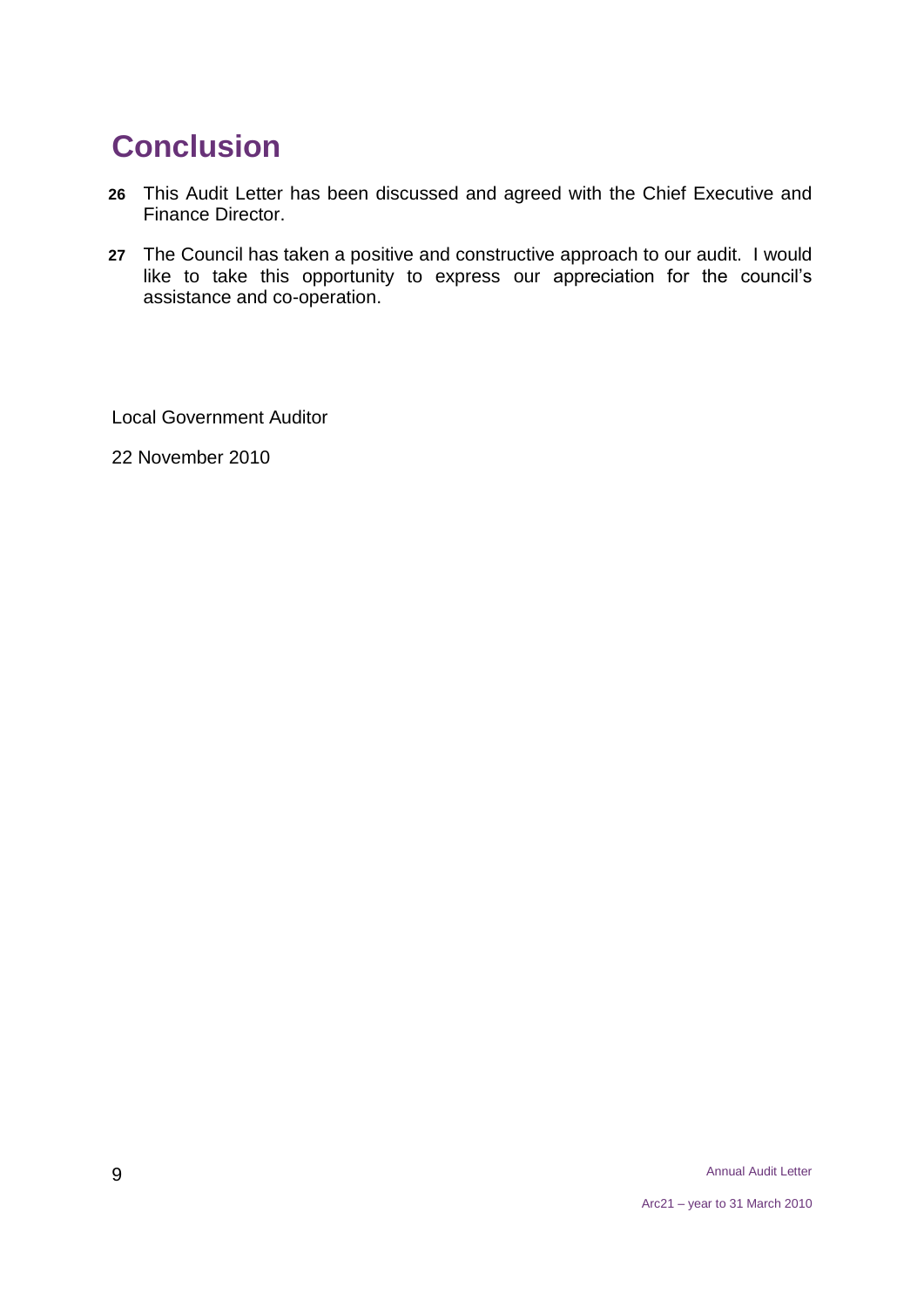# Conclusion

**26** This Audit Letter has been discussed and agreed with the Chief Executive and Finance Director.

**27** The Council has taken a positive and constructive approach to our audit. I would like to take this opportunity to express our appreciation for the council's assistance and co-operation.

Local Government Auditor

22 November 2010